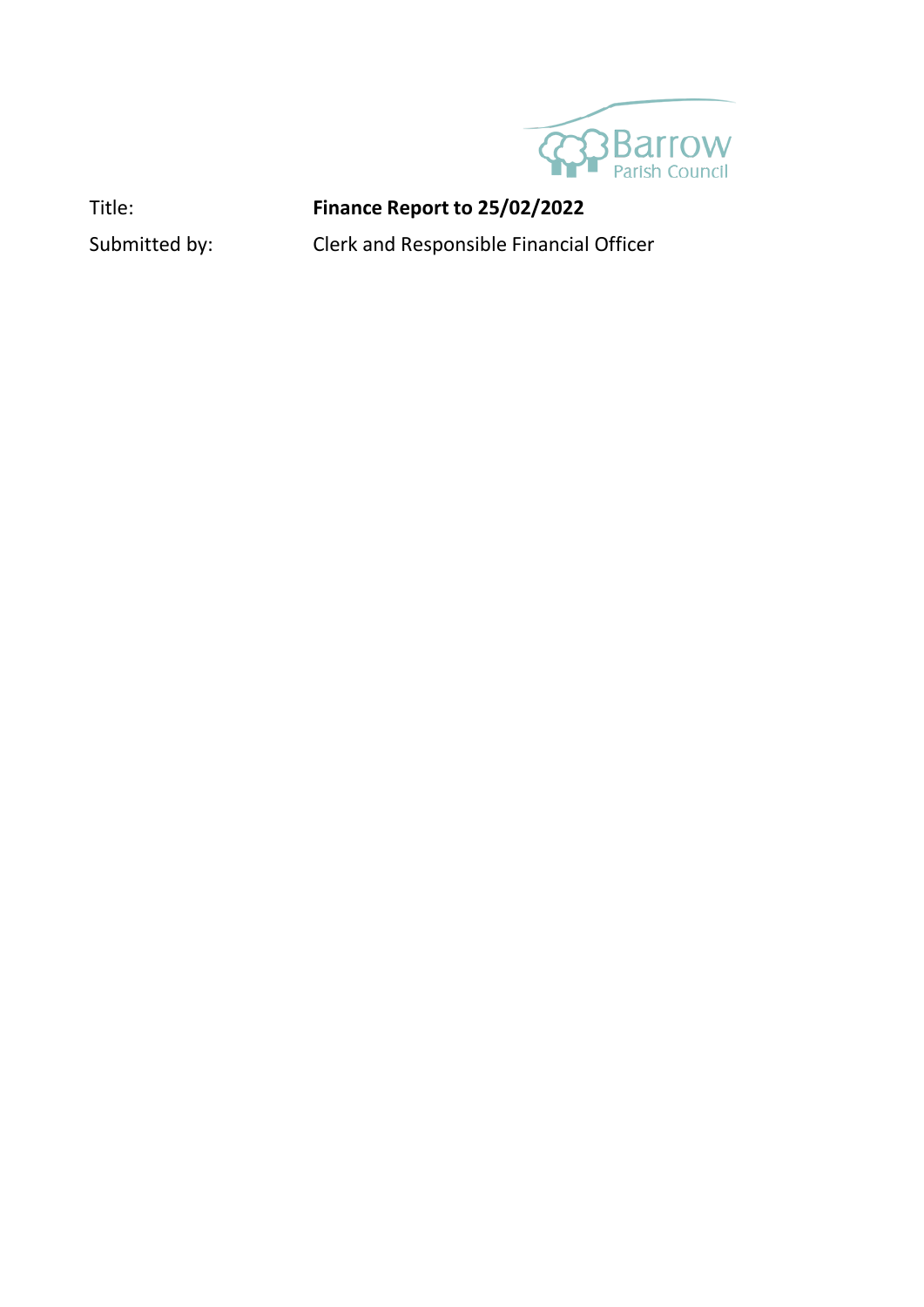Barrow
Parish Council

| Title: | **Finance Report to 25/02/2022** |
| --- | --- |
| Submitted by: | Clerk and Responsible Financial Officer |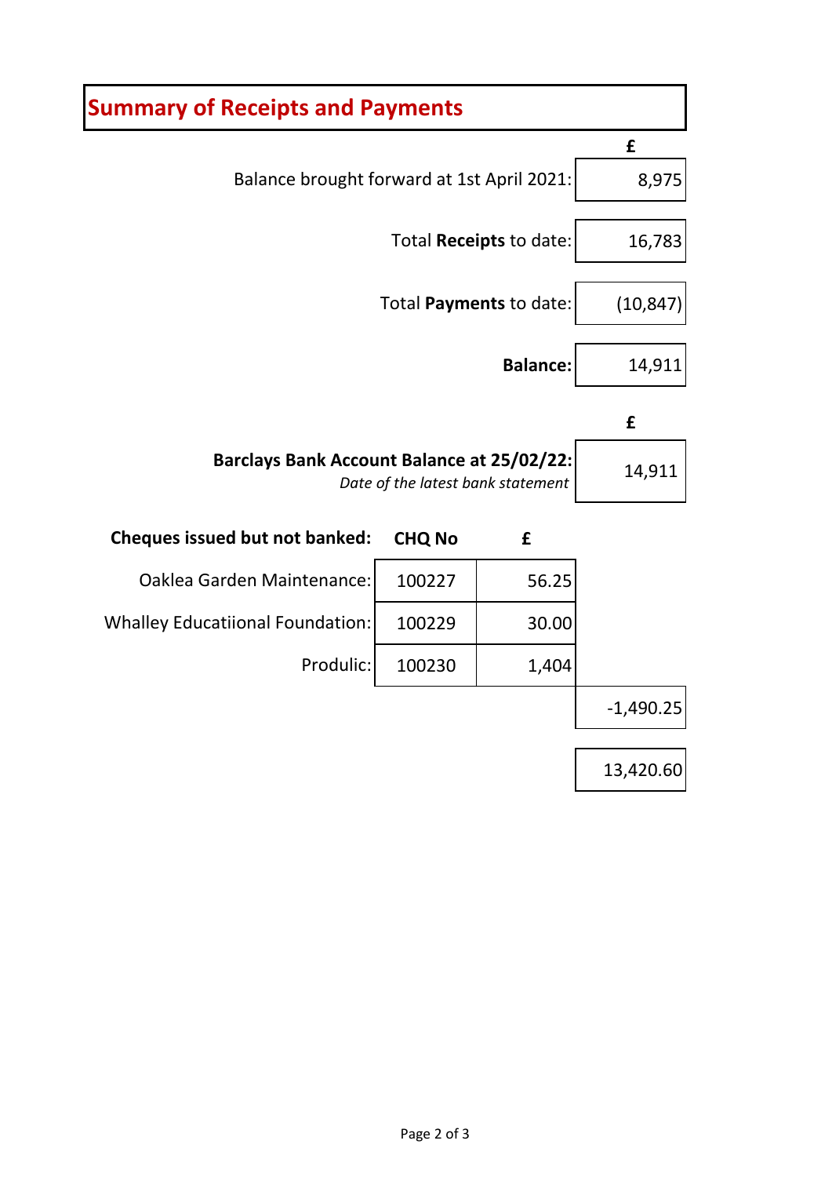# Summary of Receipts and Payments

| | £ |
|---|---|
| Balance brought forward at 1st April 2021: | 8,975 |
| Total **Receipts** to date: | 16,783 |
| Total **Payments** to date: | (10,847) |
| **Balance:** | 14,911 |

| | £ |
|---|---|
| **Barclays Bank Account Balance at 25/02/22:** *Date of the latest bank statement* | 14,911 |

| **Cheques issued but not banked:** | **CHQ No** | **£** | |
|---|---|---|---|
| Oaklea Garden Maintenance: | 100227 | 56.25 | |
| Whalley Educatiional Foundation: | 100229 | 30.00 | |
| Produlic: | 100230 | 1,404 | |
| | | | -1,490.25 |
| | | | 13,420.60 |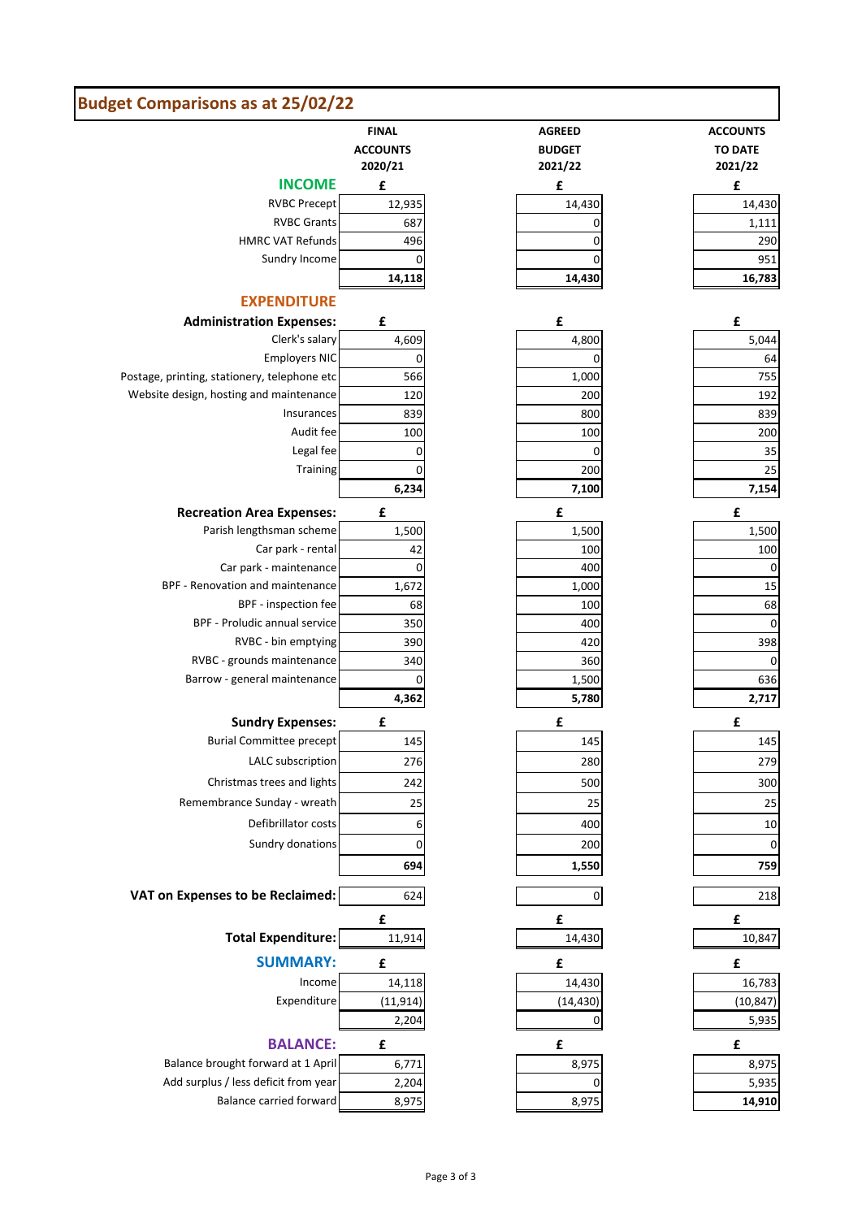## Budget Comparisons as at 25/02/22

| | FINAL ACCOUNTS 2020/21 | AGREED BUDGET 2021/22 | ACCOUNTS TO DATE 2021/22 |
|---|---|---|---|
| **INCOME** | £ | £ | £ |
| RVBC Precept | 12,935 | 14,430 | 14,430 |
| RVBC Grants | 687 | 0 | 1,111 |
| HMRC VAT Refunds | 496 | 0 | 290 |
| Sundry Income | 0 | 0 | 951 |
| | **14,118** | **14,430** | **16,783** |
| **EXPENDITURE** | | | |
| **Administration Expenses:** | £ | £ | £ |
| Clerk's salary | 4,609 | 4,800 | 5,044 |
| Employers NIC | 0 | 0 | 64 |
| Postage, printing, stationery, telephone etc | 566 | 1,000 | 755 |
| Website design, hosting and maintenance | 120 | 200 | 192 |
| Insurances | 839 | 800 | 839 |
| Audit fee | 100 | 100 | 200 |
| Legal fee | 0 | 0 | 35 |
| Training | 0 | 200 | 25 |
| | **6,234** | **7,100** | **7,154** |
| **Recreation Area Expenses:** | £ | £ | £ |
| Parish lengthsman scheme | 1,500 | 1,500 | 1,500 |
| Car park - rental | 42 | 100 | 100 |
| Car park - maintenance | 0 | 400 | 0 |
| BPF - Renovation and maintenance | 1,672 | 1,000 | 15 |
| BPF - inspection fee | 68 | 100 | 68 |
| BPF - Proludic annual service | 350 | 400 | 0 |
| RVBC - bin emptying | 390 | 420 | 398 |
| RVBC - grounds maintenance | 340 | 360 | 0 |
| Barrow - general maintenance | 0 | 1,500 | 636 |
| | **4,362** | **5,780** | **2,717** |
| **Sundry Expenses:** | £ | £ | £ |
| Burial Committee precept | 145 | 145 | 145 |
| LALC subscription | 276 | 280 | 279 |
| Christmas trees and lights | 242 | 500 | 300 |
| Remembrance Sunday - wreath | 25 | 25 | 25 |
| Defibrillator costs | 6 | 400 | 10 |
| Sundry donations | 0 | 200 | 0 |
| | **694** | **1,550** | **759** |
| **VAT on Expenses to be Reclaimed:** | 624 | 0 | 218 |
| | £ | £ | £ |
| **Total Expenditure:** | 11,914 | 14,430 | 10,847 |
| **SUMMARY:** | £ | £ | £ |
| Income | 14,118 | 14,430 | 16,783 |
| Expenditure | (11,914) | (14,430) | (10,847) |
| | 2,204 | 0 | 5,935 |
| **BALANCE:** | £ | £ | £ |
| Balance brought forward at 1 April | 6,771 | 8,975 | 8,975 |
| Add surplus / less deficit from year | 2,204 | 0 | 5,935 |
| Balance carried forward | 8,975 | 8,975 | **14,910** |